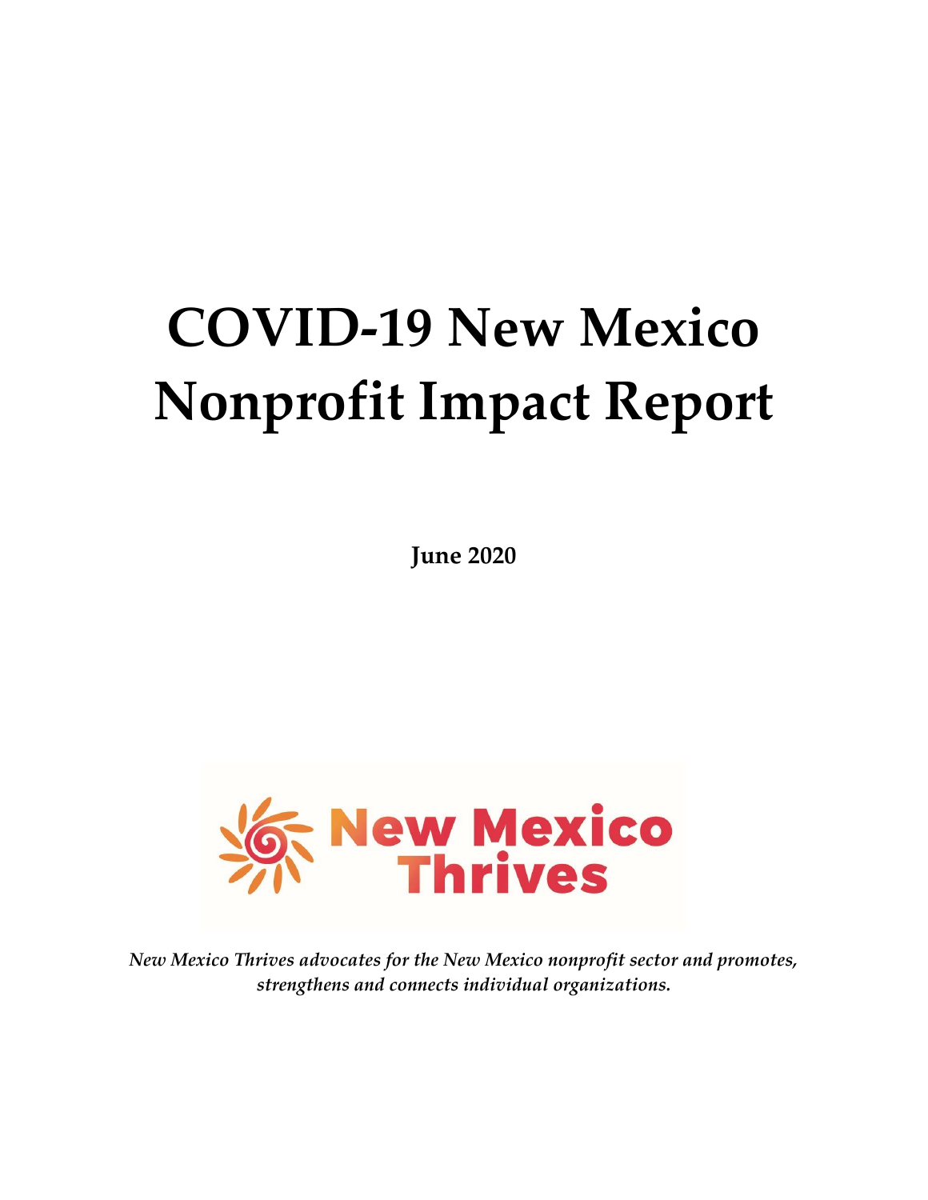# COVID-19 New Mexico Nonprofit Impact Report

**June 2020**

New Mexico Thrives

*New Mexico Thrives advocates for the New Mexico nonprofit sector and promotes, strengthens and connects individual organizations.*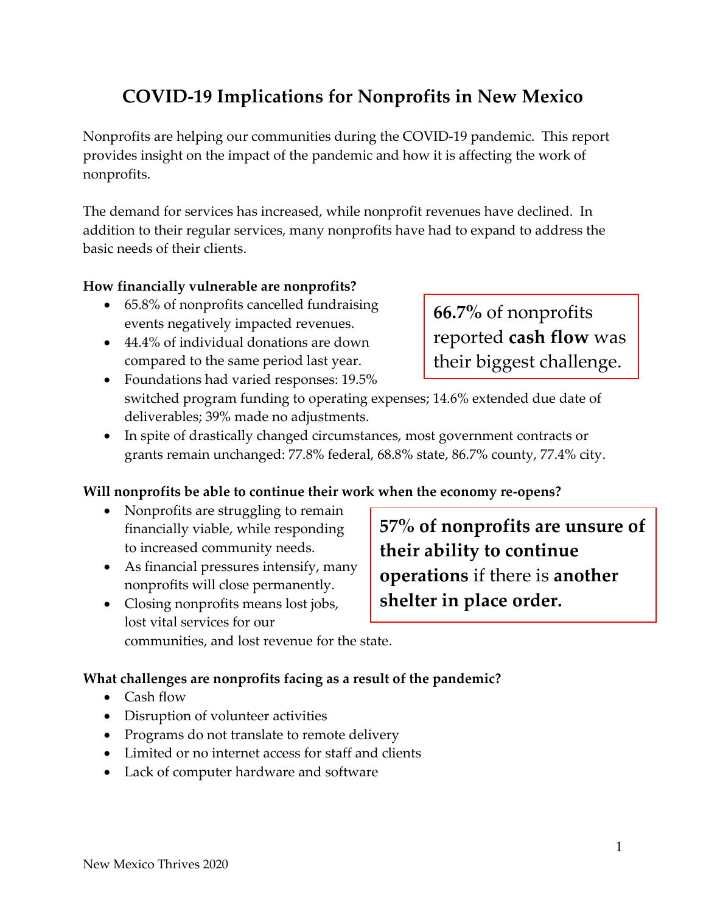# COVID-19 Implications for Nonprofits in New Mexico

Nonprofits are helping our communities during the COVID-19 pandemic. This report provides insight on the impact of the pandemic and how it is affecting the work of nonprofits.

The demand for services has increased, while nonprofit revenues have declined. In addition to their regular services, many nonprofits have had to expand to address the basic needs of their clients.

**How financially vulnerable are nonprofits?**

- 65.8% of nonprofits cancelled fundraising events negatively impacted revenues.
- 44.4% of individual donations are down compared to the same period last year.
- Foundations had varied responses: 19.5% switched program funding to operating expenses; 14.6% extended due date of deliverables; 39% made no adjustments.
- In spite of drastically changed circumstances, most government contracts or grants remain unchanged: 77.8% federal, 68.8% state, 86.7% county, 77.4% city.

**66.7%** of nonprofits reported **cash flow** was their biggest challenge.

**Will nonprofits be able to continue their work when the economy re-opens?**

- Nonprofits are struggling to remain financially viable, while responding to increased community needs.
- As financial pressures intensify, many nonprofits will close permanently.
- Closing nonprofits means lost jobs, lost vital services for our communities, and lost revenue for the state.

**57% of nonprofits are unsure of their ability to continue operations** if there is **another shelter in place order.**

**What challenges are nonprofits facing as a result of the pandemic?**

- Cash flow
- Disruption of volunteer activities
- Programs do not translate to remote delivery
- Limited or no internet access for staff and clients
- Lack of computer hardware and software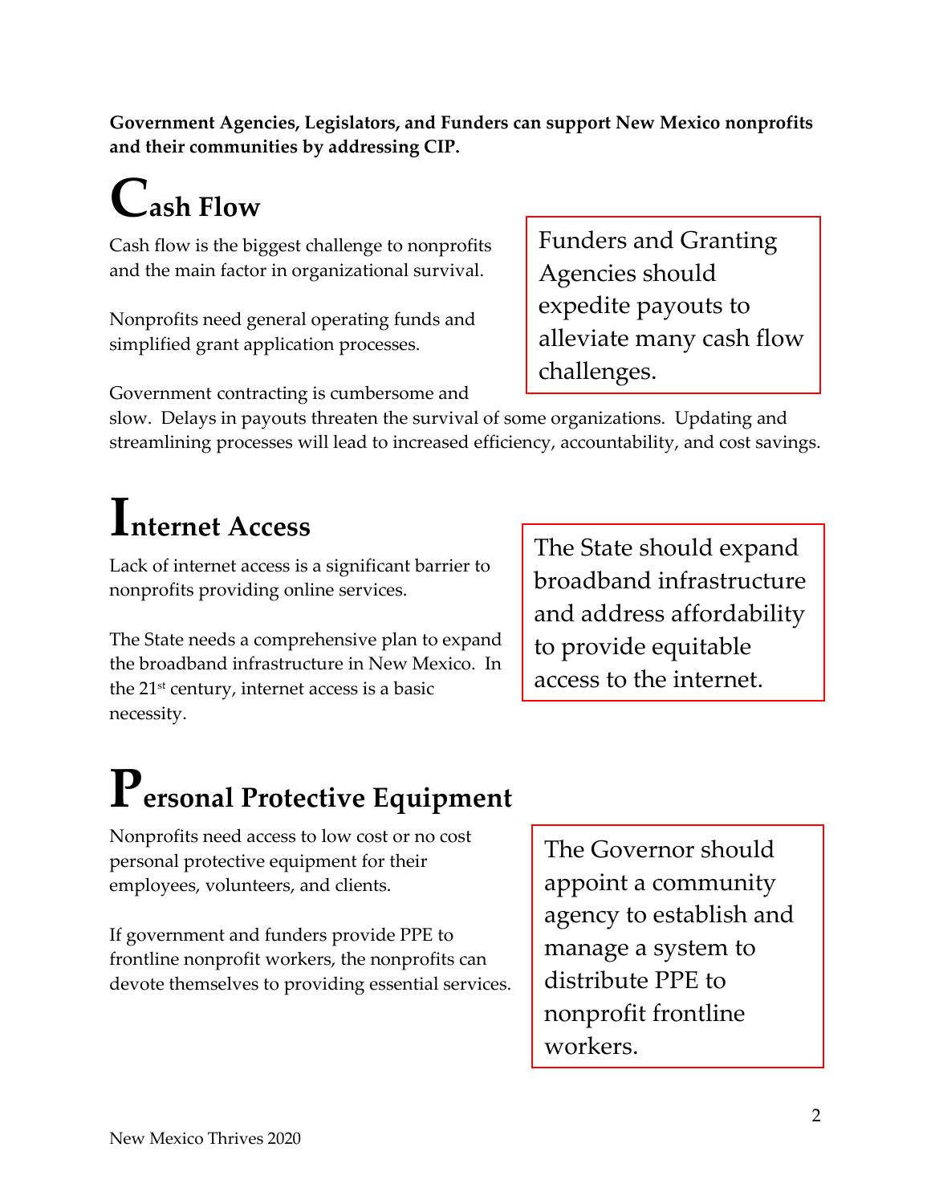**Government Agencies, Legislators, and Funders can support New Mexico nonprofits and their communities by addressing CIP.**

# Cash Flow

Cash flow is the biggest challenge to nonprofits and the main factor in organizational survival.

Nonprofits need general operating funds and simplified grant application processes.

Government contracting is cumbersome and slow. Delays in payouts threaten the survival of some organizations. Updating and streamlining processes will lead to increased efficiency, accountability, and cost savings.

> Funders and Granting Agencies should expedite payouts to alleviate many cash flow challenges.

# Internet Access

Lack of internet access is a significant barrier to nonprofits providing online services.

The State needs a comprehensive plan to expand the broadband infrastructure in New Mexico. In the 21st century, internet access is a basic necessity.

> The State should expand broadband infrastructure and address affordability to provide equitable access to the internet.

# Personal Protective Equipment

Nonprofits need access to low cost or no cost personal protective equipment for their employees, volunteers, and clients.

If government and funders provide PPE to frontline nonprofit workers, the nonprofits can devote themselves to providing essential services.

> The Governor should appoint a community agency to establish and manage a system to distribute PPE to nonprofit frontline workers.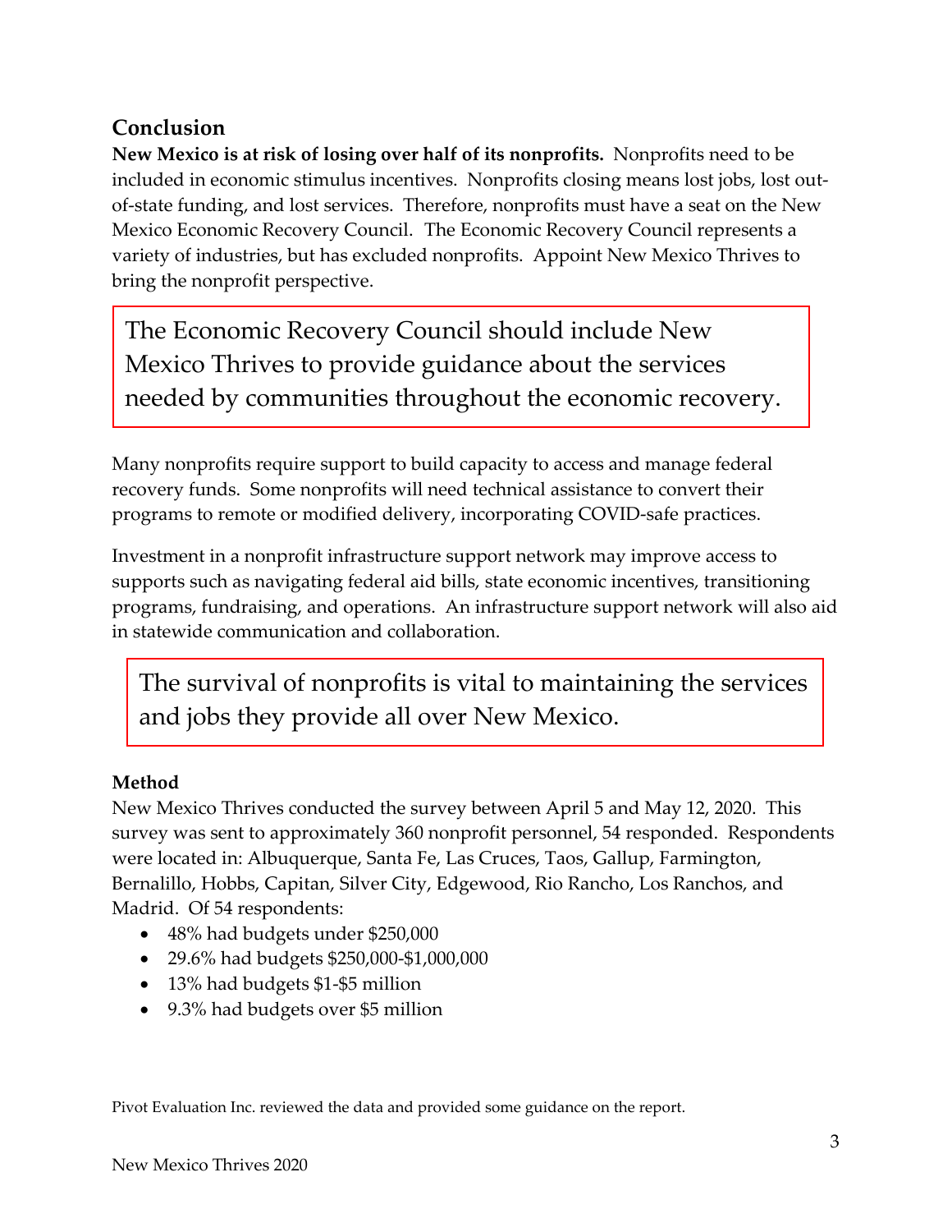## Conclusion

**New Mexico is at risk of losing over half of its nonprofits.** Nonprofits need to be included in economic stimulus incentives. Nonprofits closing means lost jobs, lost out-of-state funding, and lost services. Therefore, nonprofits must have a seat on the New Mexico Economic Recovery Council. The Economic Recovery Council represents a variety of industries, but has excluded nonprofits. Appoint New Mexico Thrives to bring the nonprofit perspective.

> The Economic Recovery Council should include New Mexico Thrives to provide guidance about the services needed by communities throughout the economic recovery.

Many nonprofits require support to build capacity to access and manage federal recovery funds. Some nonprofits will need technical assistance to convert their programs to remote or modified delivery, incorporating COVID-safe practices.

Investment in a nonprofit infrastructure support network may improve access to supports such as navigating federal aid bills, state economic incentives, transitioning programs, fundraising, and operations. An infrastructure support network will also aid in statewide communication and collaboration.

> The survival of nonprofits is vital to maintaining the services and jobs they provide all over New Mexico.

### Method

New Mexico Thrives conducted the survey between April 5 and May 12, 2020. This survey was sent to approximately 360 nonprofit personnel, 54 responded. Respondents were located in: Albuquerque, Santa Fe, Las Cruces, Taos, Gallup, Farmington, Bernalillo, Hobbs, Capitan, Silver City, Edgewood, Rio Rancho, Los Ranchos, and Madrid. Of 54 respondents:

- 48% had budgets under $250,000
- 29.6% had budgets $250,000-$1,000,000
- 13% had budgets $1-$5 million
- 9.3% had budgets over $5 million

Pivot Evaluation Inc. reviewed the data and provided some guidance on the report.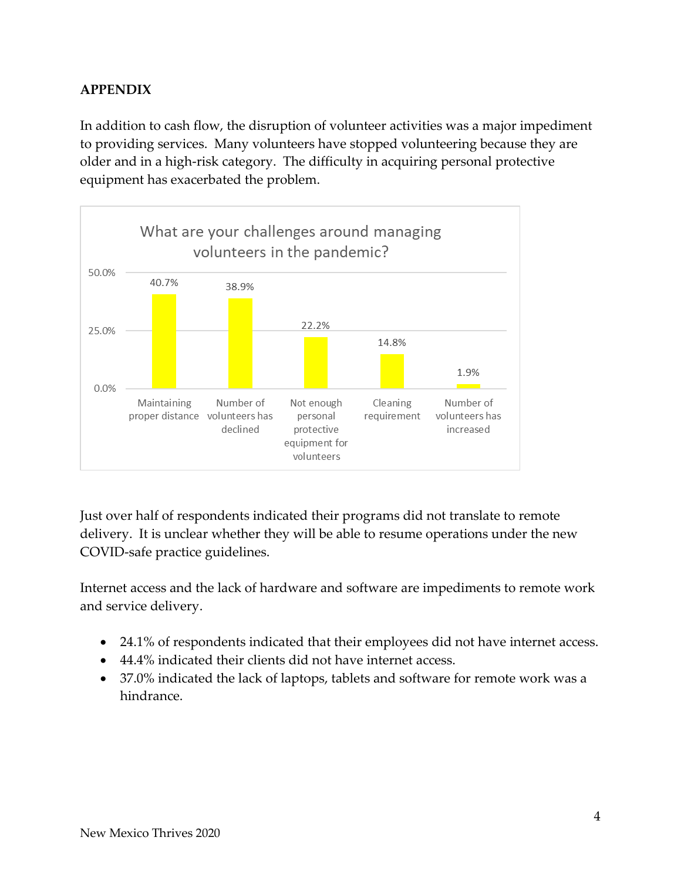## APPENDIX

In addition to cash flow, the disruption of volunteer activities was a major impediment to providing services. Many volunteers have stopped volunteering because they are older and in a high-risk category. The difficulty in acquiring personal protective equipment has exacerbated the problem.

**What are your challenges around managing volunteers in the pandemic?**

| Challenge | Percentage |
| --- | --- |
| Maintaining proper distance | 40.7% |
| Number of volunteers has declined | 38.9% |
| Not enough personal protective equipment for volunteers | 22.2% |
| Cleaning requirement | 14.8% |
| Number of volunteers has increased | 1.9% |

Just over half of respondents indicated their programs did not translate to remote delivery. It is unclear whether they will be able to resume operations under the new COVID-safe practice guidelines.

Internet access and the lack of hardware and software are impediments to remote work and service delivery.

- 24.1% of respondents indicated that their employees did not have internet access.
- 44.4% indicated their clients did not have internet access.
- 37.0% indicated the lack of laptops, tablets and software for remote work was a hindrance.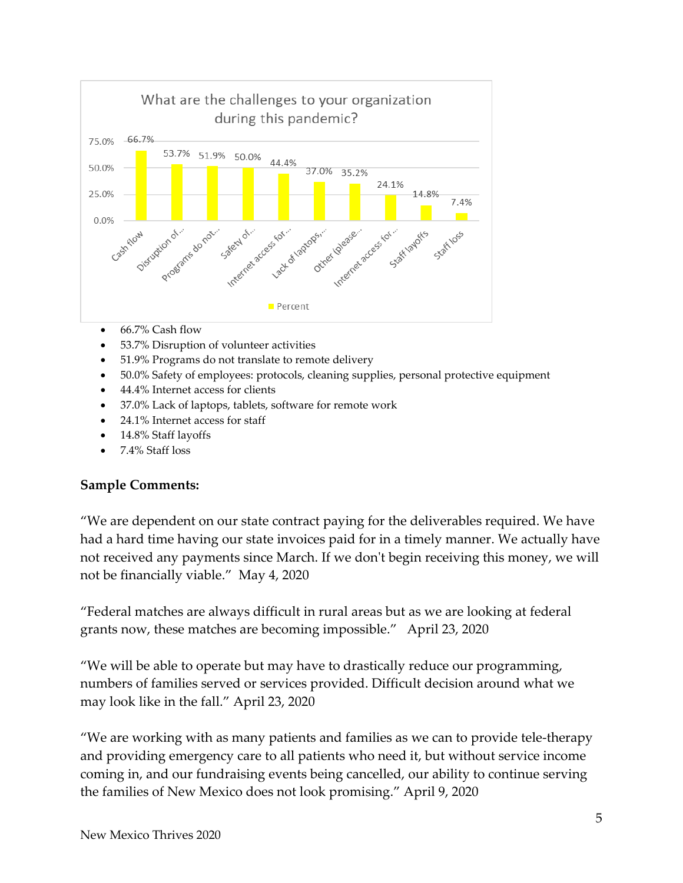What are the challenges to your organization during this pandemic?

75.0%
50.0%
25.0%
0.0%

66.7% 53.7% 51.9% 50.0% 44.4% 37.0% 35.2% 24.1% 14.8% 7.4%

Cash flow
Disruption of...
Programs do not...
Safety of...
Internet access for...
Lack of laptops,...
Other (please...
Internet access for...
Staff layoffs
Staff loss

Percent

- 66.7% Cash flow
- 53.7% Disruption of volunteer activities
- 51.9% Programs do not translate to remote delivery
- 50.0% Safety of employees: protocols, cleaning supplies, personal protective equipment
- 44.4% Internet access for clients
- 37.0% Lack of laptops, tablets, software for remote work
- 24.1% Internet access for staff
- 14.8% Staff layoffs
- 7.4% Staff loss

**Sample Comments:**

"We are dependent on our state contract paying for the deliverables required. We have had a hard time having our state invoices paid for in a timely manner. We actually have not received any payments since March. If we don't begin receiving this money, we will not be financially viable." May 4, 2020

"Federal matches are always difficult in rural areas but as we are looking at federal grants now, these matches are becoming impossible." April 23, 2020

"We will be able to operate but may have to drastically reduce our programming, numbers of families served or services provided. Difficult decision around what we may look like in the fall." April 23, 2020

"We are working with as many patients and families as we can to provide tele-therapy and providing emergency care to all patients who need it, but without service income coming in, and our fundraising events being cancelled, our ability to continue serving the families of New Mexico does not look promising." April 9, 2020